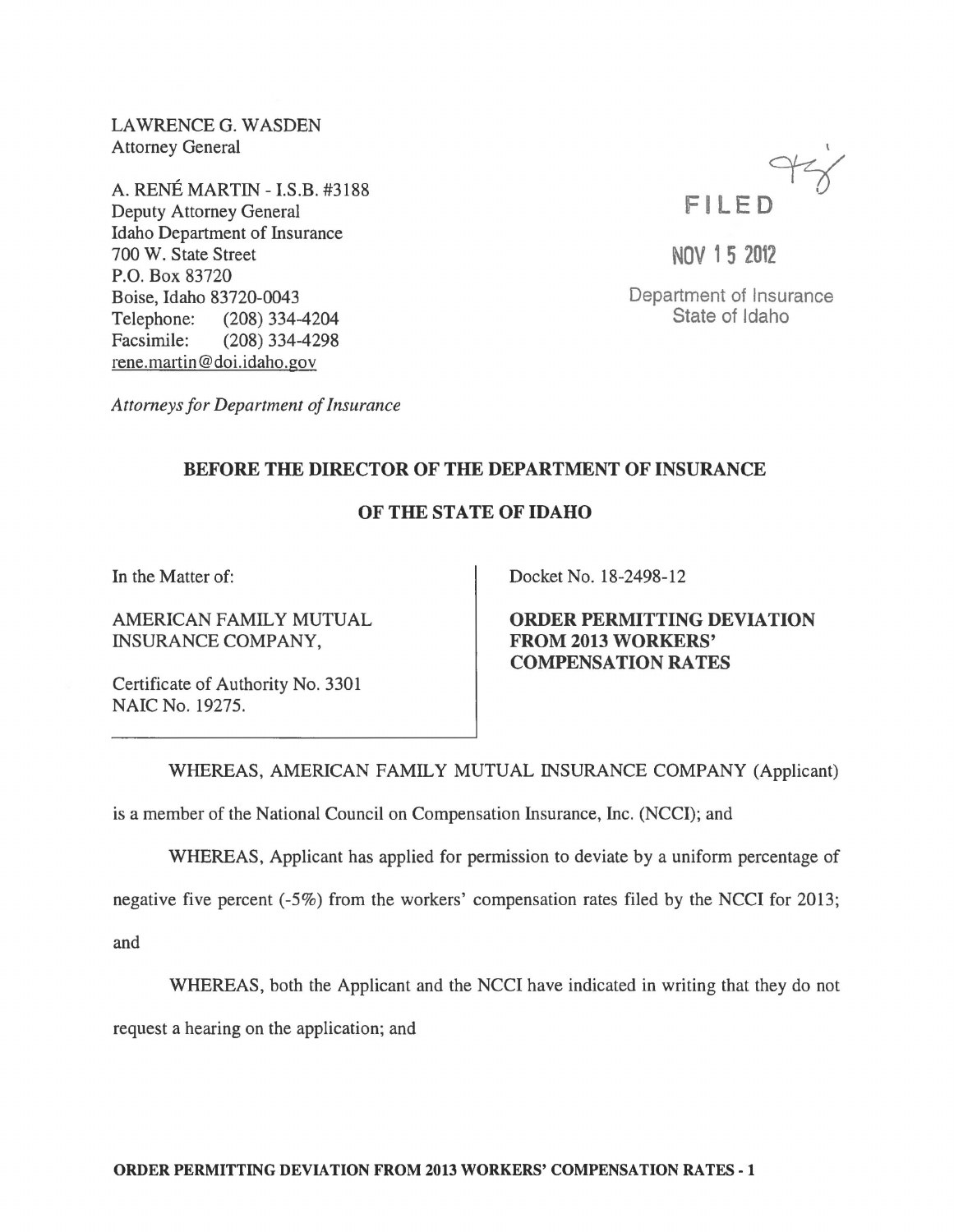LAWRENCE G. WASDEN
Attorney General

A. RENÉ MARTIN - I.S.B. #3188
Deputy Attorney General
Idaho Department of Insurance
700 W. State Street
P.O. Box 83720
Boise, Idaho 83720-0043
Telephone: (208) 334-4204
Facsimile: (208) 334-4298
rene.martin@doi.idaho.gov

*Attorneys for Department of Insurance*

FILED

NOV 15 2012

Department of Insurance
State of Idaho

## BEFORE THE DIRECTOR OF THE DEPARTMENT OF INSURANCE

## OF THE STATE OF IDAHO

| In the Matter of:<br><br>AMERICAN FAMILY MUTUAL INSURANCE COMPANY,<br><br>Certificate of Authority No. 3301<br>NAIC No. 19275. | Docket No. 18-2498-12<br><br>**ORDER PERMITTING DEVIATION FROM 2013 WORKERS' COMPENSATION RATES** |
|---|---|

WHEREAS, AMERICAN FAMILY MUTUAL INSURANCE COMPANY (Applicant) is a member of the National Council on Compensation Insurance, Inc. (NCCI); and

WHEREAS, Applicant has applied for permission to deviate by a uniform percentage of negative five percent (-5%) from the workers' compensation rates filed by the NCCI for 2013; and

WHEREAS, both the Applicant and the NCCI have indicated in writing that they do not request a hearing on the application; and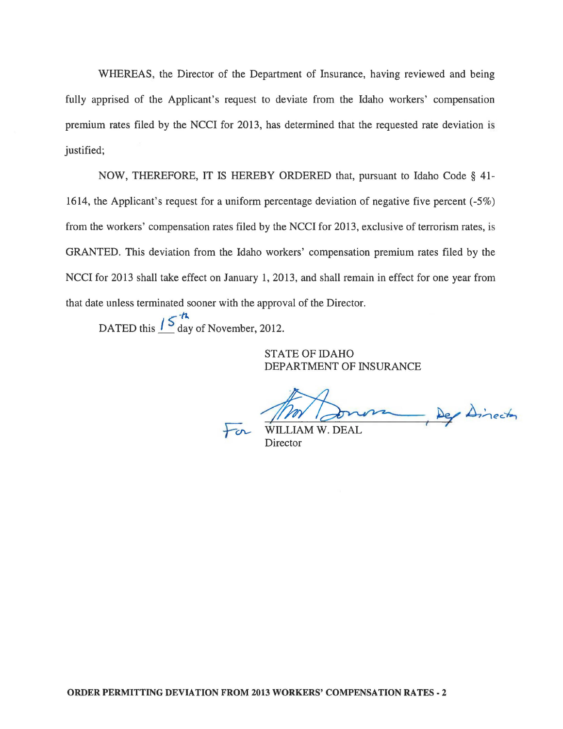WHEREAS, the Director of the Department of Insurance, having reviewed and being fully apprised of the Applicant's request to deviate from the Idaho workers' compensation premium rates filed by the NCCI for 2013, has determined that the requested rate deviation is justified;

NOW, THEREFORE, IT IS HEREBY ORDERED that, pursuant to Idaho Code § 41-1614, the Applicant's request for a uniform percentage deviation of negative five percent (-5%) from the workers' compensation rates filed by the NCCI for 2013, exclusive of terrorism rates, is GRANTED. This deviation from the Idaho workers' compensation premium rates filed by the NCCI for 2013 shall take effect on January 1, 2013, and shall remain in effect for one year from that date unless terminated sooner with the approval of the Director.

DATED this 15th day of November, 2012.

STATE OF IDAHO
DEPARTMENT OF INSURANCE

For WILLIAM W. DEAL, Dep Director
Director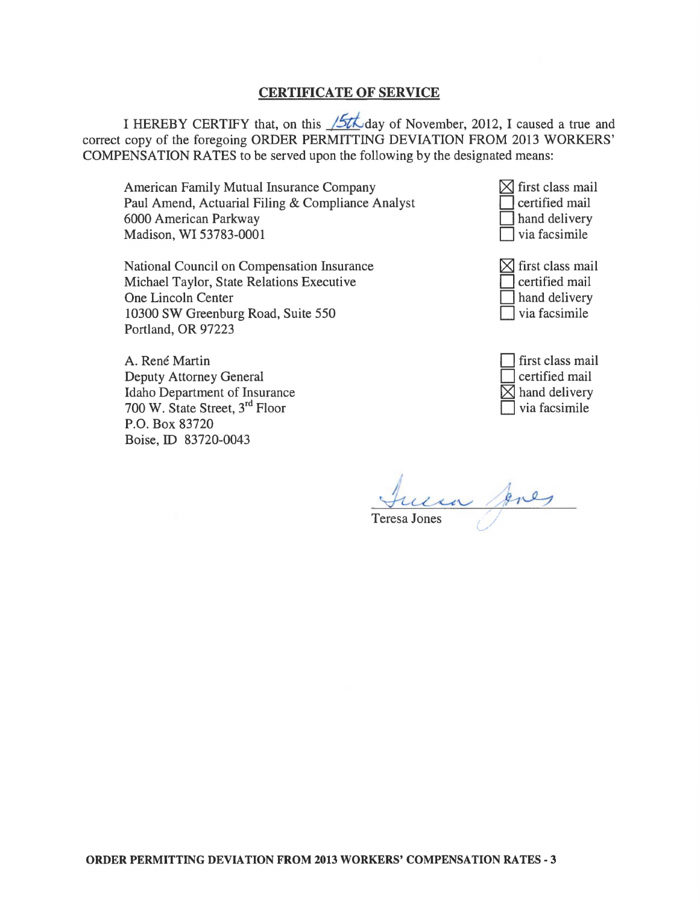**CERTIFICATE OF SERVICE**

I HEREBY CERTIFY that, on this 15th day of November, 2012, I caused a true and correct copy of the foregoing ORDER PERMITTING DEVIATION FROM 2013 WORKERS' COMPENSATION RATES to be served upon the following by the designated means:

| | |
|---|---|
| American Family Mutual Insurance Company<br>Paul Amend, Actuarial Filing & Compliance Analyst<br>6000 American Parkway<br>Madison, WI 53783-0001 | ☒ first class mail<br>☐ certified mail<br>☐ hand delivery<br>☐ via facsimile |
| National Council on Compensation Insurance<br>Michael Taylor, State Relations Executive<br>One Lincoln Center<br>10300 SW Greenburg Road, Suite 550<br>Portland, OR 97223 | ☒ first class mail<br>☐ certified mail<br>☐ hand delivery<br>☐ via facsimile |
| A. René Martin<br>Deputy Attorney General<br>Idaho Department of Insurance<br>700 W. State Street, 3rd Floor<br>P.O. Box 83720<br>Boise, ID 83720-0043 | ☐ first class mail<br>☐ certified mail<br>☒ hand delivery<br>☐ via facsimile |

Teresa Jones